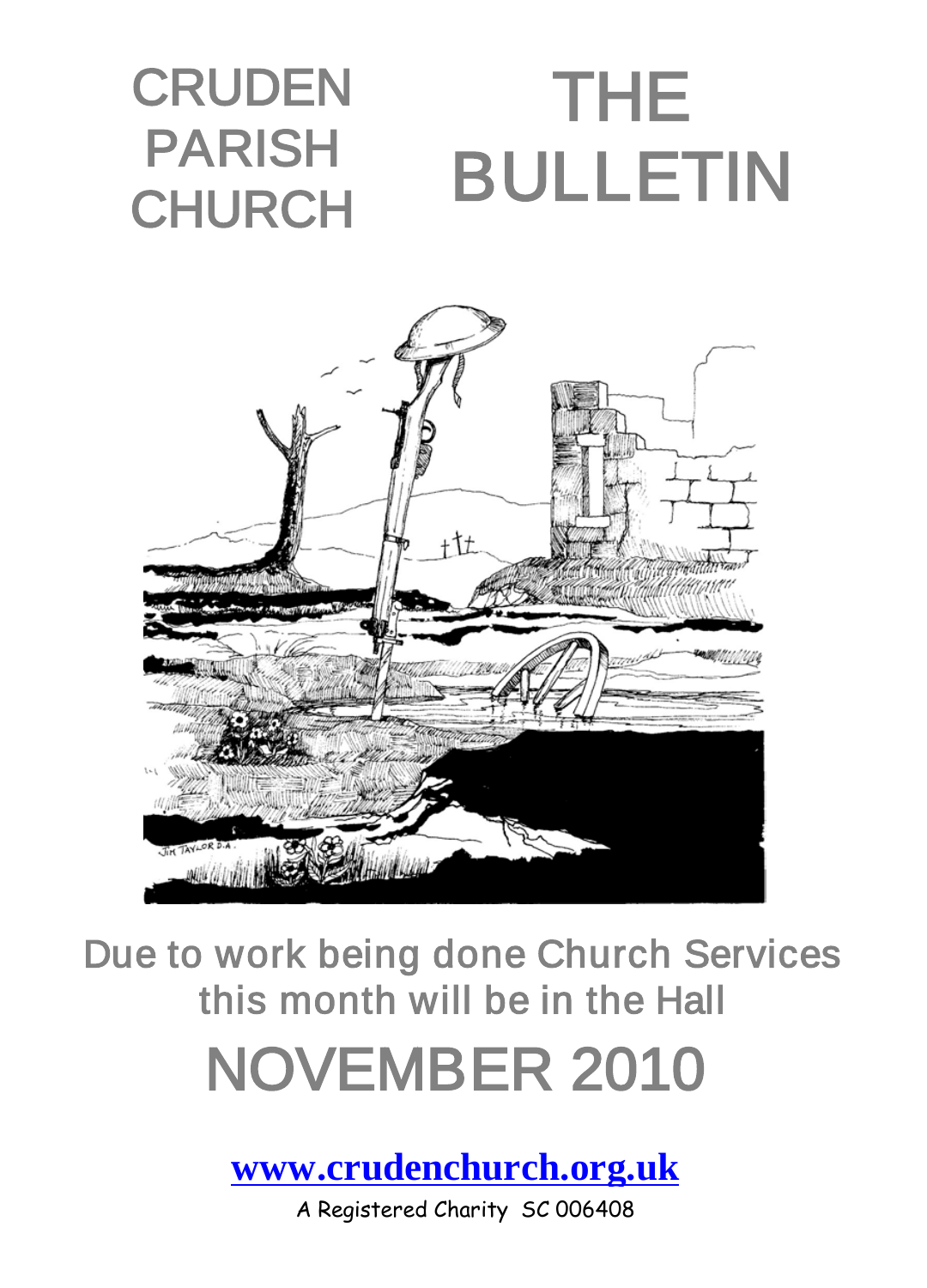# CRUDEN PARISH CHURCH

# THE BULLETIN

**Due to work being done Church Services this month will be in the Hall**

# NOVEMBER 2010

**www.crudenchurch.org.uk**

A Registered Charity SC 006408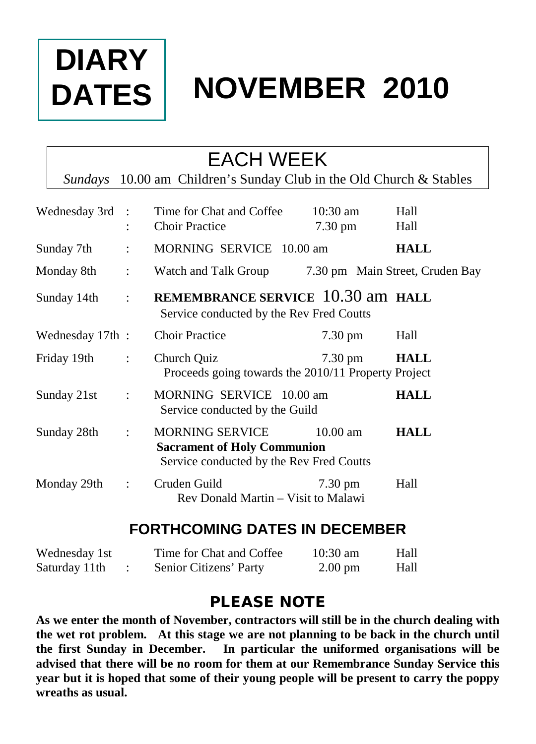# DIARY DATES

# NOVEMBER 2010

## EACH WEEK

*Sundays* 10.00 am Children's Sunday Club in the Old Church & Stables

| | | | | |
|---|---|---|---|---|
| Wednesday 3rd | : | Time for Chat and Coffee | 10:30 am | Hall |
| | : | Choir Practice | 7.30 pm | Hall |
| Sunday 7th | : | MORNING SERVICE 10.00 am | | **HALL** |
| Monday 8th | : | Watch and Talk Group | 7.30 pm | Main Street, Cruden Bay |
| Sunday 14th | : | **REMEMBRANCE SERVICE** 10.30 am<br>Service conducted by the Rev Fred Coutts | | **HALL** |
| Wednesday 17th | : | Choir Practice | 7.30 pm | Hall |
| Friday 19th | : | Church Quiz<br>Proceeds going towards the 2010/11 Property Project | 7.30 pm | **HALL** |
| Sunday 21st | : | MORNING SERVICE 10.00 am<br>Service conducted by the Guild | | **HALL** |
| Sunday 28th | : | MORNING SERVICE<br>**Sacrament of Holy Communion**<br>Service conducted by the Rev Fred Coutts | 10.00 am | **HALL** |
| Monday 29th | : | Cruden Guild<br>Rev Donald Martin – Visit to Malawi | 7.30 pm | Hall |

## FORTHCOMING DATES IN DECEMBER

| | | | | |
|---|---|---|---|---|
| Wednesday 1st | | Time for Chat and Coffee | 10:30 am | Hall |
| Saturday 11th | : | Senior Citizens' Party | 2.00 pm | Hall |

## PLEASE NOTE

**As we enter the month of November, contractors will still be in the church dealing with the wet rot problem. At this stage we are not planning to be back in the church until the first Sunday in December. In particular the uniformed organisations will be advised that there will be no room for them at our Remembrance Sunday Service this year but it is hoped that some of their young people will be present to carry the poppy wreaths as usual.**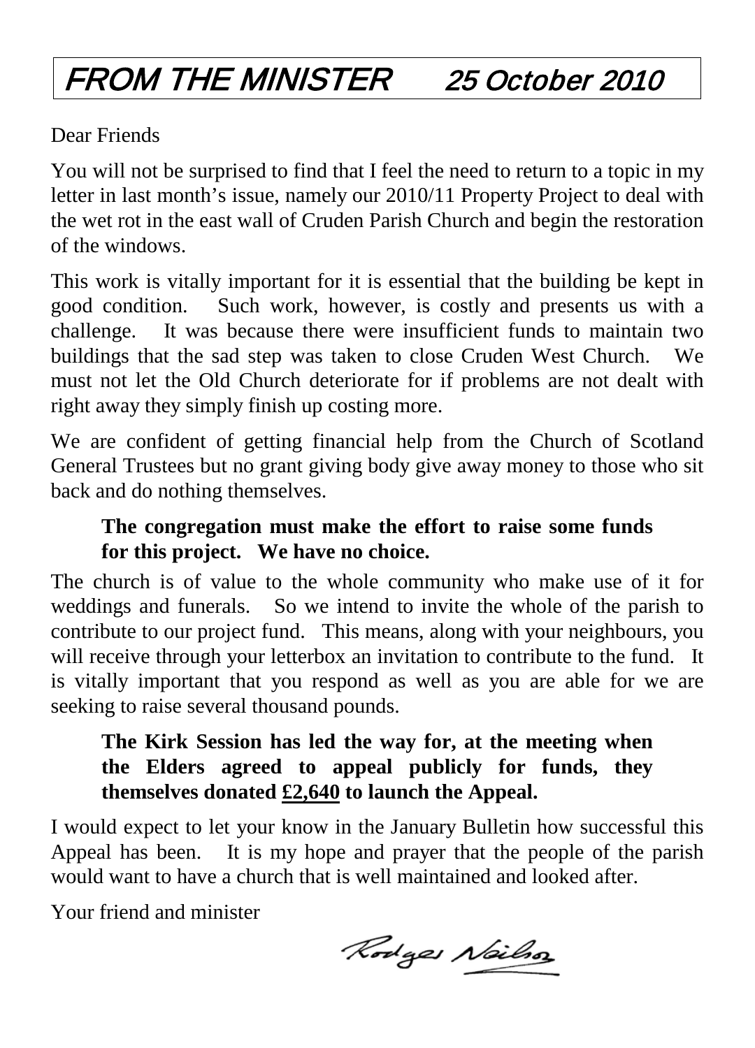# FROM THE MINISTER 25 October 2010

Dear Friends

You will not be surprised to find that I feel the need to return to a topic in my letter in last month's issue, namely our 2010/11 Property Project to deal with the wet rot in the east wall of Cruden Parish Church and begin the restoration of the windows.

This work is vitally important for it is essential that the building be kept in good condition. Such work, however, is costly and presents us with a challenge. It was because there were insufficient funds to maintain two buildings that the sad step was taken to close Cruden West Church. We must not let the Old Church deteriorate for if problems are not dealt with right away they simply finish up costing more.

We are confident of getting financial help from the Church of Scotland General Trustees but no grant giving body give away money to those who sit back and do nothing themselves.

**The congregation must make the effort to raise some funds for this project. We have no choice.**

The church is of value to the whole community who make use of it for weddings and funerals. So we intend to invite the whole of the parish to contribute to our project fund. This means, along with your neighbours, you will receive through your letterbox an invitation to contribute to the fund. It is vitally important that you respond as well as you are able for we are seeking to raise several thousand pounds.

**The Kirk Session has led the way for, at the meeting when the Elders agreed to appeal publicly for funds, they themselves donated <u>£2,640</u> to launch the Appeal.**

I would expect to let your know in the January Bulletin how successful this Appeal has been. It is my hope and prayer that the people of the parish would want to have a church that is well maintained and looked after.

Your friend and minister

Rodger Neilson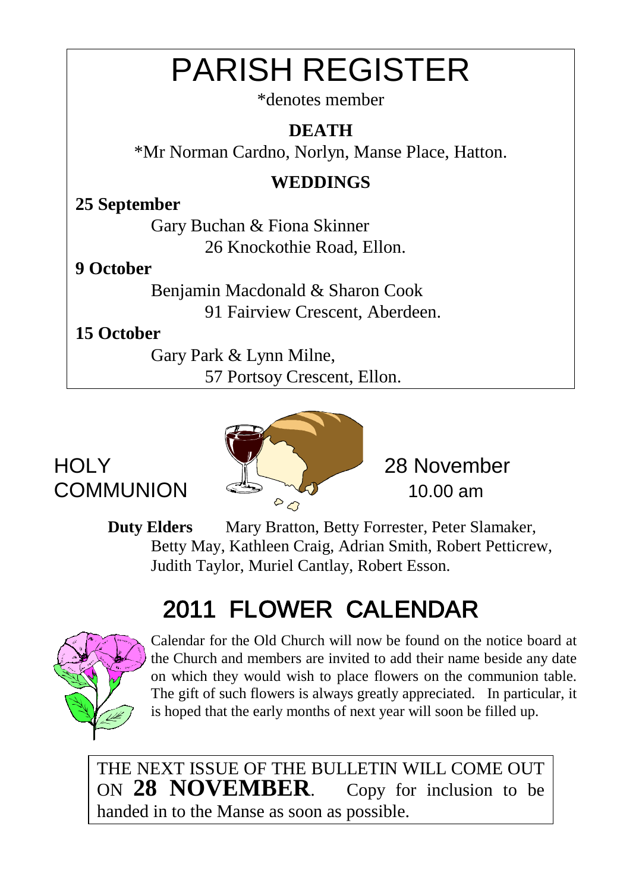# PARISH REGISTER

*denotes member

### DEATH

*Mr Norman Cardno, Norlyn, Manse Place, Hatton.

### WEDDINGS

**25 September**

Gary Buchan & Fiona Skinner
26 Knockothie Road, Ellon.

**9 October**

Benjamin Macdonald & Sharon Cook
91 Fairview Crescent, Aberdeen.

**15 October**

Gary Park & Lynn Milne,
57 Portsoy Crescent, Ellon.

## HOLY COMMUNION

28 November
10.00 am

**Duty Elders** Mary Bratton, Betty Forrester, Peter Slamaker, Betty May, Kathleen Craig, Adrian Smith, Robert Petticrew, Judith Taylor, Muriel Cantlay, Robert Esson.

## 2011 FLOWER CALENDAR

Calendar for the Old Church will now be found on the notice board at the Church and members are invited to add their name beside any date on which they would wish to place flowers on the communion table. The gift of such flowers is always greatly appreciated. In particular, it is hoped that the early months of next year will soon be filled up.

THE NEXT ISSUE OF THE BULLETIN WILL COME OUT ON **28 NOVEMBER**. Copy for inclusion to be handed in to the Manse as soon as possible.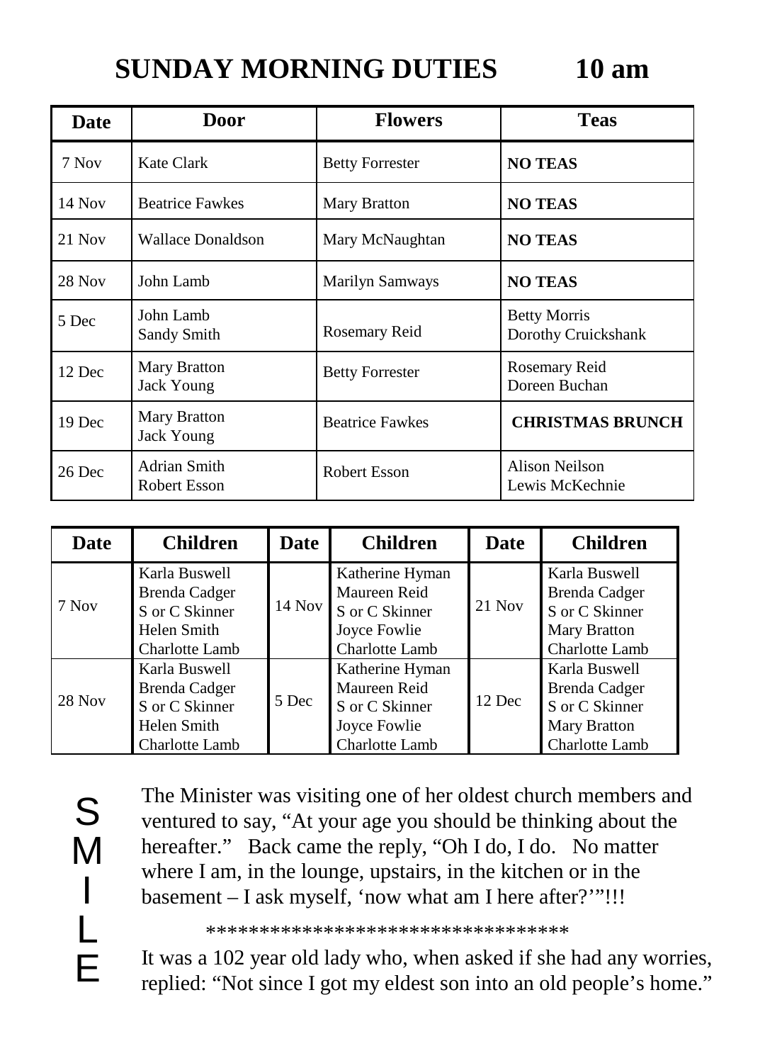# SUNDAY MORNING DUTIES 10 am

| Date | Door | Flowers | Teas |
|---|---|---|---|
| 7 Nov | Kate Clark | Betty Forrester | **NO TEAS** |
| 14 Nov | Beatrice Fawkes | Mary Bratton | **NO TEAS** |
| 21 Nov | Wallace Donaldson | Mary McNaughtan | **NO TEAS** |
| 28 Nov | John Lamb | Marilyn Samways | **NO TEAS** |
| 5 Dec | John Lamb<br>Sandy Smith | Rosemary Reid | Betty Morris<br>Dorothy Cruickshank |
| 12 Dec | Mary Bratton<br>Jack Young | Betty Forrester | Rosemary Reid<br>Doreen Buchan |
| 19 Dec | Mary Bratton<br>Jack Young | Beatrice Fawkes | **CHRISTMAS BRUNCH** |
| 26 Dec | Adrian Smith<br>Robert Esson | Robert Esson | Alison Neilson<br>Lewis McKechnie |

| Date | Children | Date | Children | Date | Children |
|---|---|---|---|---|---|
| 7 Nov | Karla Buswell<br>Brenda Cadger<br>S or C Skinner<br>Helen Smith<br>Charlotte Lamb | 14 Nov | Katherine Hyman<br>Maureen Reid<br>S or C Skinner<br>Joyce Fowlie<br>Charlotte Lamb | 21 Nov | Karla Buswell<br>Brenda Cadger<br>S or C Skinner<br>Mary Bratton<br>Charlotte Lamb |
| 28 Nov | Karla Buswell<br>Brenda Cadger<br>S or C Skinner<br>Helen Smith<br>Charlotte Lamb | 5 Dec | Katherine Hyman<br>Maureen Reid<br>S or C Skinner<br>Joyce Fowlie<br>Charlotte Lamb | 12 Dec | Karla Buswell<br>Brenda Cadger<br>S or C Skinner<br>Mary Bratton<br>Charlotte Lamb |

## SMILE

The Minister was visiting one of her oldest church members and ventured to say, "At your age you should be thinking about the hereafter." Back came the reply, "Oh I do, I do. No matter where I am, in the lounge, upstairs, in the kitchen or in the basement – I ask myself, 'now what am I here after?'"!!!

**********************************

It was a 102 year old lady who, when asked if she had any worries, replied: "Not since I got my eldest son into an old people's home."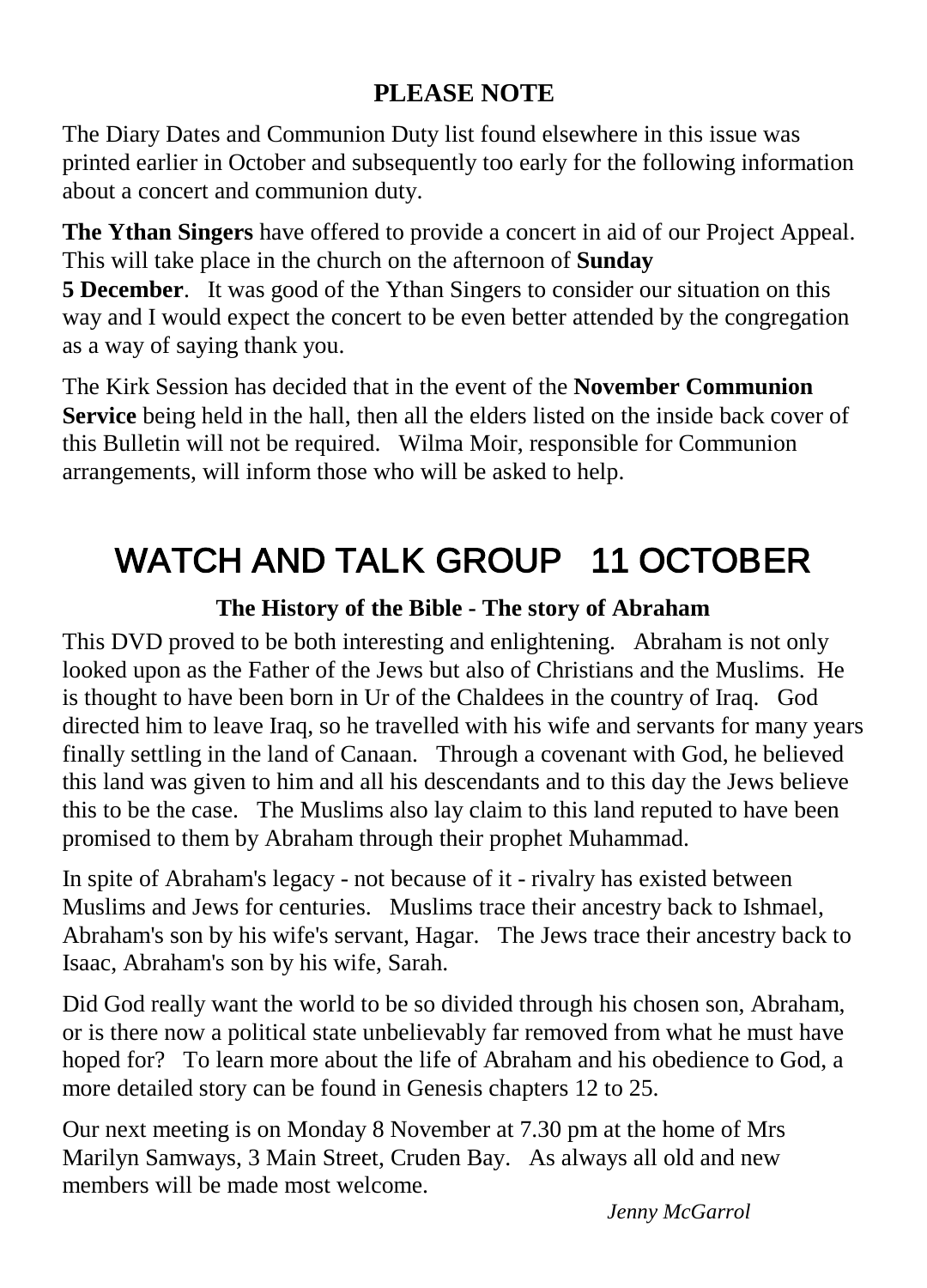## PLEASE NOTE

The Diary Dates and Communion Duty list found elsewhere in this issue was printed earlier in October and subsequently too early for the following information about a concert and communion duty.

**The Ythan Singers** have offered to provide a concert in aid of our Project Appeal. This will take place in the church on the afternoon of **Sunday 5 December**. It was good of the Ythan Singers to consider our situation on this way and I would expect the concert to be even better attended by the congregation as a way of saying thank you.

The Kirk Session has decided that in the event of the **November Communion Service** being held in the hall, then all the elders listed on the inside back cover of this Bulletin will not be required. Wilma Moir, responsible for Communion arrangements, will inform those who will be asked to help.

# WATCH AND TALK GROUP 11 OCTOBER

### The History of the Bible - The story of Abraham

This DVD proved to be both interesting and enlightening. Abraham is not only looked upon as the Father of the Jews but also of Christians and the Muslims. He is thought to have been born in Ur of the Chaldees in the country of Iraq. God directed him to leave Iraq, so he travelled with his wife and servants for many years finally settling in the land of Canaan. Through a covenant with God, he believed this land was given to him and all his descendants and to this day the Jews believe this to be the case. The Muslims also lay claim to this land reputed to have been promised to them by Abraham through their prophet Muhammad.

In spite of Abraham's legacy - not because of it - rivalry has existed between Muslims and Jews for centuries. Muslims trace their ancestry back to Ishmael, Abraham's son by his wife's servant, Hagar. The Jews trace their ancestry back to Isaac, Abraham's son by his wife, Sarah.

Did God really want the world to be so divided through his chosen son, Abraham, or is there now a political state unbelievably far removed from what he must have hoped for? To learn more about the life of Abraham and his obedience to God, a more detailed story can be found in Genesis chapters 12 to 25.

Our next meeting is on Monday 8 November at 7.30 pm at the home of Mrs Marilyn Samways, 3 Main Street, Cruden Bay. As always all old and new members will be made most welcome.

*Jenny McGarrol*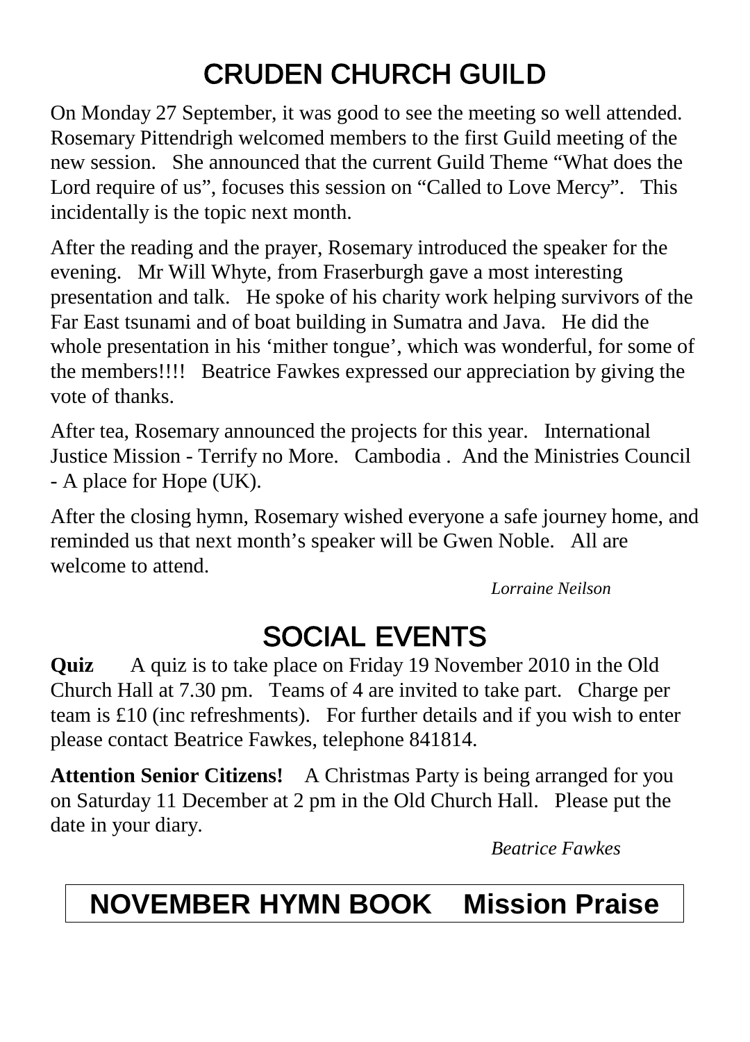# CRUDEN CHURCH GUILD

On Monday 27 September, it was good to see the meeting so well attended. Rosemary Pittendrigh welcomed members to the first Guild meeting of the new session. She announced that the current Guild Theme "What does the Lord require of us", focuses this session on "Called to Love Mercy". This incidentally is the topic next month.

After the reading and the prayer, Rosemary introduced the speaker for the evening. Mr Will Whyte, from Fraserburgh gave a most interesting presentation and talk. He spoke of his charity work helping survivors of the Far East tsunami and of boat building in Sumatra and Java. He did the whole presentation in his 'mither tongue', which was wonderful, for some of the members!!!! Beatrice Fawkes expressed our appreciation by giving the vote of thanks.

After tea, Rosemary announced the projects for this year. International Justice Mission - Terrify no More. Cambodia . And the Ministries Council - A place for Hope (UK).

After the closing hymn, Rosemary wished everyone a safe journey home, and reminded us that next month's speaker will be Gwen Noble. All are welcome to attend.

*Lorraine Neilson*

# SOCIAL EVENTS

**Quiz** A quiz is to take place on Friday 19 November 2010 in the Old Church Hall at 7.30 pm. Teams of 4 are invited to take part. Charge per team is £10 (inc refreshments). For further details and if you wish to enter please contact Beatrice Fawkes, telephone 841814.

**Attention Senior Citizens!** A Christmas Party is being arranged for you on Saturday 11 December at 2 pm in the Old Church Hall. Please put the date in your diary.

*Beatrice Fawkes*

## NOVEMBER HYMN BOOK Mission Praise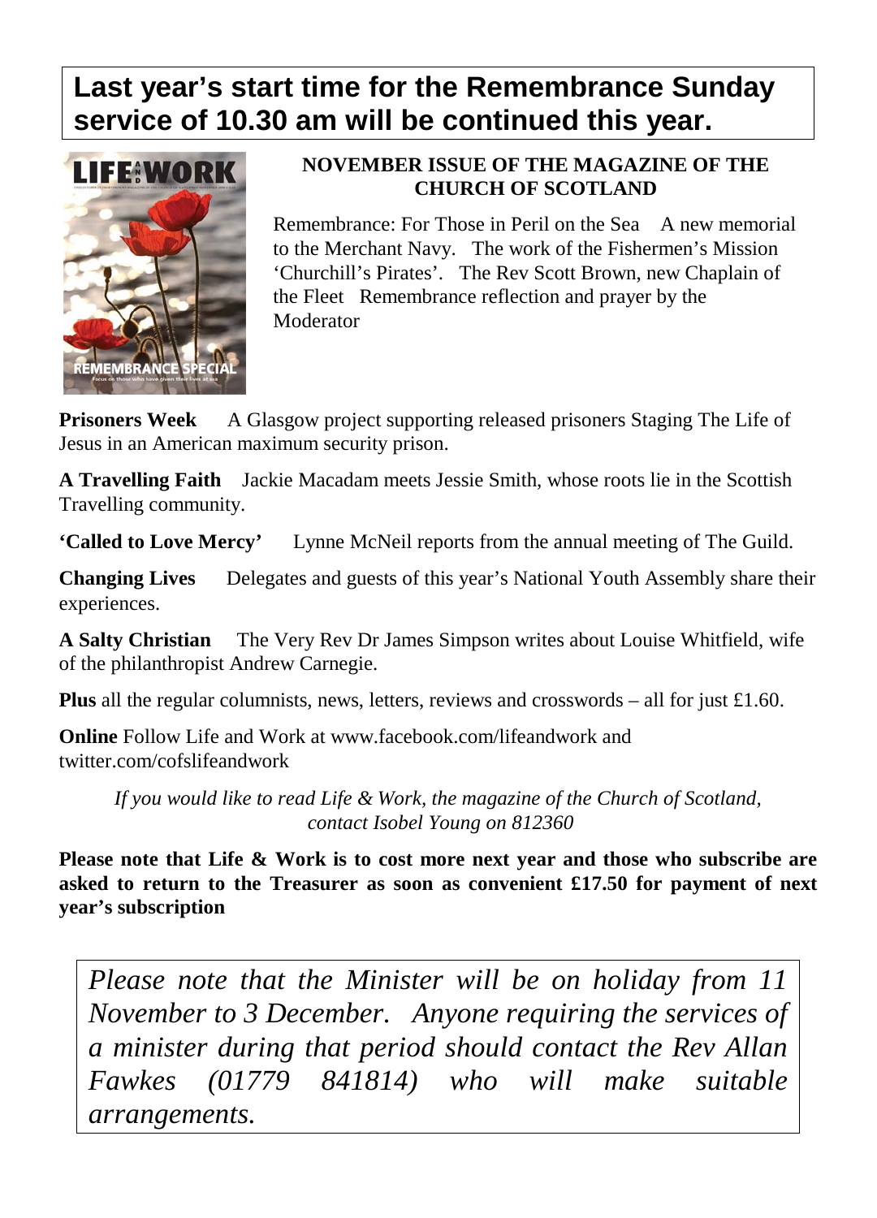**Last year's start time for the Remembrance Sunday service of 10.30 am will be continued this year.**

**NOVEMBER ISSUE OF THE MAGAZINE OF THE CHURCH OF SCOTLAND**

Remembrance: For Those in Peril on the Sea   A new memorial to the Merchant Navy.   The work of the Fishermen's Mission 'Churchill's Pirates'.   The Rev Scott Brown, new Chaplain of the Fleet   Remembrance reflection and prayer by the Moderator

**Prisoners Week**   A Glasgow project supporting released prisoners Staging The Life of Jesus in an American maximum security prison.

**A Travelling Faith**   Jackie Macadam meets Jessie Smith, whose roots lie in the Scottish Travelling community.

**'Called to Love Mercy'**   Lynne McNeil reports from the annual meeting of The Guild.

**Changing Lives**   Delegates and guests of this year's National Youth Assembly share their experiences.

**A Salty Christian**   The Very Rev Dr James Simpson writes about Louise Whitfield, wife of the philanthropist Andrew Carnegie.

**Plus** all the regular columnists, news, letters, reviews and crosswords – all for just £1.60.

**Online** Follow Life and Work at www.facebook.com/lifeandwork and twitter.com/cofslifeandwork

*If you would like to read Life & Work, the magazine of the Church of Scotland, contact Isobel Young on 812360*

**Please note that Life & Work is to cost more next year and those who subscribe are asked to return to the Treasurer as soon as convenient £17.50 for payment of next year's subscription**

*Please note that the Minister will be on holiday from 11 November to 3 December. Anyone requiring the services of a minister during that period should contact the Rev Allan Fawkes (01779 841814) who will make suitable arrangements.*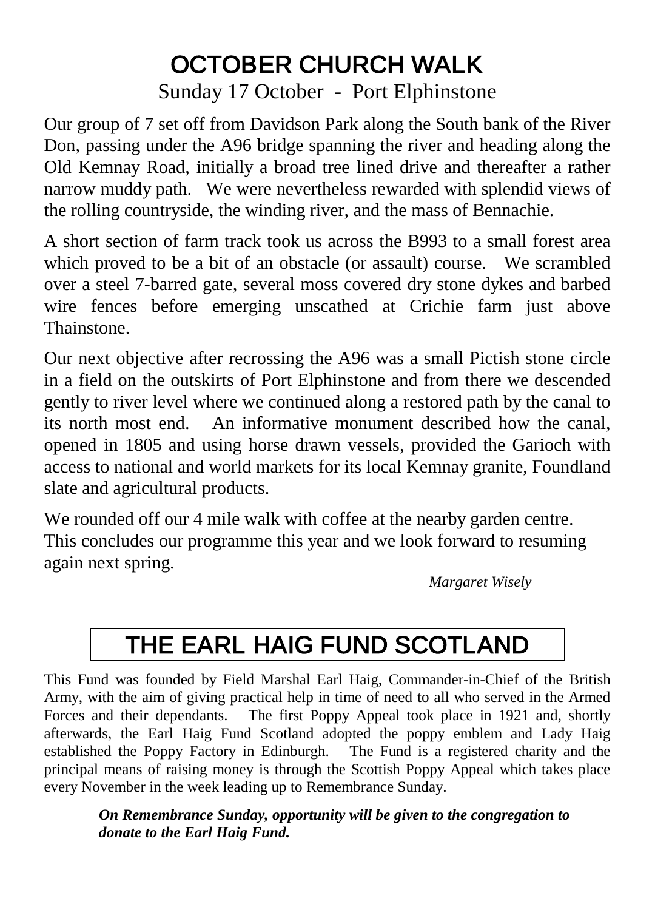# OCTOBER CHURCH WALK

## Sunday 17 October - Port Elphinstone

Our group of 7 set off from Davidson Park along the South bank of the River Don, passing under the A96 bridge spanning the river and heading along the Old Kemnay Road, initially a broad tree lined drive and thereafter a rather narrow muddy path. We were nevertheless rewarded with splendid views of the rolling countryside, the winding river, and the mass of Bennachie.

A short section of farm track took us across the B993 to a small forest area which proved to be a bit of an obstacle (or assault) course. We scrambled over a steel 7-barred gate, several moss covered dry stone dykes and barbed wire fences before emerging unscathed at Crichie farm just above Thainstone.

Our next objective after recrossing the A96 was a small Pictish stone circle in a field on the outskirts of Port Elphinstone and from there we descended gently to river level where we continued along a restored path by the canal to its north most end. An informative monument described how the canal, opened in 1805 and using horse drawn vessels, provided the Garioch with access to national and world markets for its local Kemnay granite, Foundland slate and agricultural products.

We rounded off our 4 mile walk with coffee at the nearby garden centre. This concludes our programme this year and we look forward to resuming again next spring.

*Margaret Wisely*

# THE EARL HAIG FUND SCOTLAND

This Fund was founded by Field Marshal Earl Haig, Commander-in-Chief of the British Army, with the aim of giving practical help in time of need to all who served in the Armed Forces and their dependants. The first Poppy Appeal took place in 1921 and, shortly afterwards, the Earl Haig Fund Scotland adopted the poppy emblem and Lady Haig established the Poppy Factory in Edinburgh. The Fund is a registered charity and the principal means of raising money is through the Scottish Poppy Appeal which takes place every November in the week leading up to Remembrance Sunday.

***On Remembrance Sunday, opportunity will be given to the congregation to donate to the Earl Haig Fund.***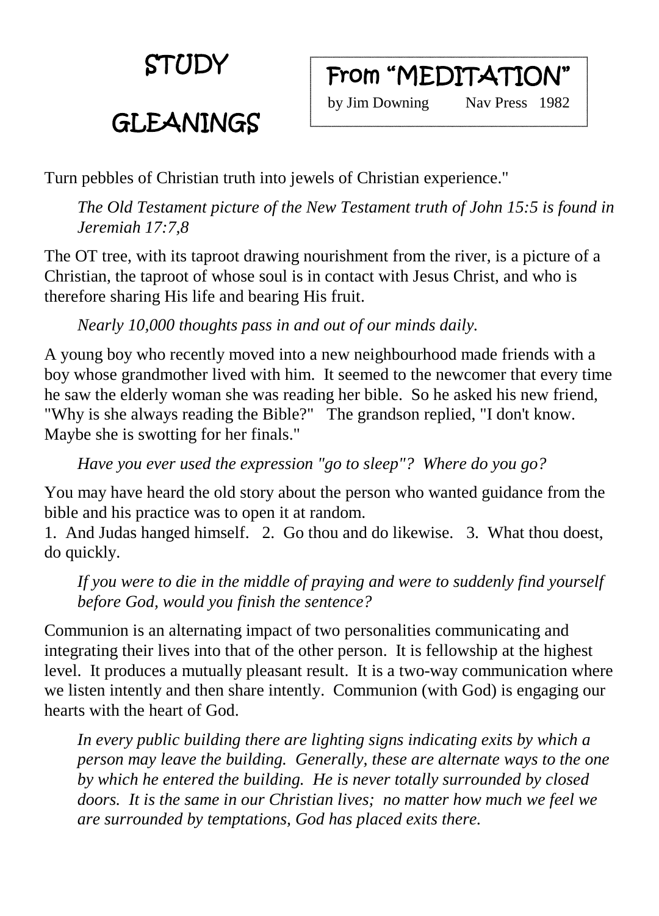# STUDY GLEANINGS

## From "MEDITATION"

by Jim Downing Nav Press 1982

Turn pebbles of Christian truth into jewels of Christian experience."

*The Old Testament picture of the New Testament truth of John 15:5 is found in Jeremiah 17:7,8*

The OT tree, with its taproot drawing nourishment from the river, is a picture of a Christian, the taproot of whose soul is in contact with Jesus Christ, and who is therefore sharing His life and bearing His fruit.

*Nearly 10,000 thoughts pass in and out of our minds daily.*

A young boy who recently moved into a new neighbourhood made friends with a boy whose grandmother lived with him. It seemed to the newcomer that every time he saw the elderly woman she was reading her bible. So he asked his new friend, "Why is she always reading the Bible?" The grandson replied, "I don't know. Maybe she is swotting for her finals."

*Have you ever used the expression "go to sleep"? Where do you go?*

You may have heard the old story about the person who wanted guidance from the bible and his practice was to open it at random.
1. And Judas hanged himself. 2. Go thou and do likewise. 3. What thou doest, do quickly.

*If you were to die in the middle of praying and were to suddenly find yourself before God, would you finish the sentence?*

Communion is an alternating impact of two personalities communicating and integrating their lives into that of the other person. It is fellowship at the highest level. It produces a mutually pleasant result. It is a two-way communication where we listen intently and then share intently. Communion (with God) is engaging our hearts with the heart of God.

*In every public building there are lighting signs indicating exits by which a person may leave the building. Generally, these are alternate ways to the one by which he entered the building. He is never totally surrounded by closed doors. It is the same in our Christian lives; no matter how much we feel we are surrounded by temptations, God has placed exits there.*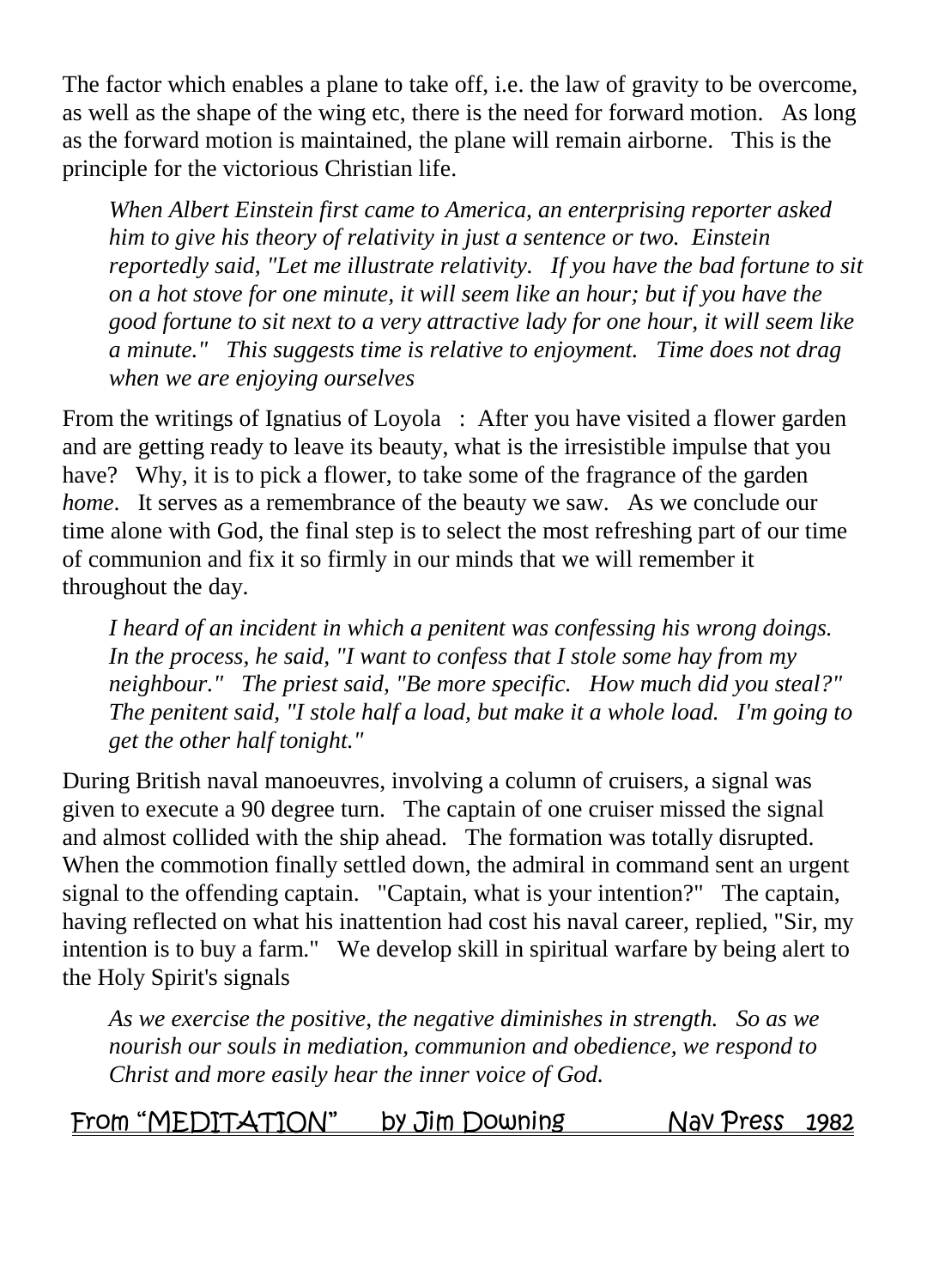The factor which enables a plane to take off, i.e. the law of gravity to be overcome, as well as the shape of the wing etc, there is the need for forward motion. As long as the forward motion is maintained, the plane will remain airborne. This is the principle for the victorious Christian life.

*When Albert Einstein first came to America, an enterprising reporter asked him to give his theory of relativity in just a sentence or two. Einstein reportedly said, "Let me illustrate relativity. If you have the bad fortune to sit on a hot stove for one minute, it will seem like an hour; but if you have the good fortune to sit next to a very attractive lady for one hour, it will seem like a minute." This suggests time is relative to enjoyment. Time does not drag when we are enjoying ourselves*

From the writings of Ignatius of Loyola : After you have visited a flower garden and are getting ready to leave its beauty, what is the irresistible impulse that you have? Why, it is to pick a flower, to take some of the fragrance of the garden *home*. It serves as a remembrance of the beauty we saw. As we conclude our time alone with God, the final step is to select the most refreshing part of our time of communion and fix it so firmly in our minds that we will remember it throughout the day.

*I heard of an incident in which a penitent was confessing his wrong doings. In the process, he said, "I want to confess that I stole some hay from my neighbour." The priest said, "Be more specific. How much did you steal?" The penitent said, "I stole half a load, but make it a whole load. I'm going to get the other half tonight."*

During British naval manoeuvres, involving a column of cruisers, a signal was given to execute a 90 degree turn. The captain of one cruiser missed the signal and almost collided with the ship ahead. The formation was totally disrupted. When the commotion finally settled down, the admiral in command sent an urgent signal to the offending captain. "Captain, what is your intention?" The captain, having reflected on what his inattention had cost his naval career, replied, "Sir, my intention is to buy a farm." We develop skill in spiritual warfare by being alert to the Holy Spirit's signals

*As we exercise the positive, the negative diminishes in strength. So as we nourish our souls in mediation, communion and obedience, we respond to Christ and more easily hear the inner voice of God.*

From "MEDITATION" by Jim Downing Nav Press 1982